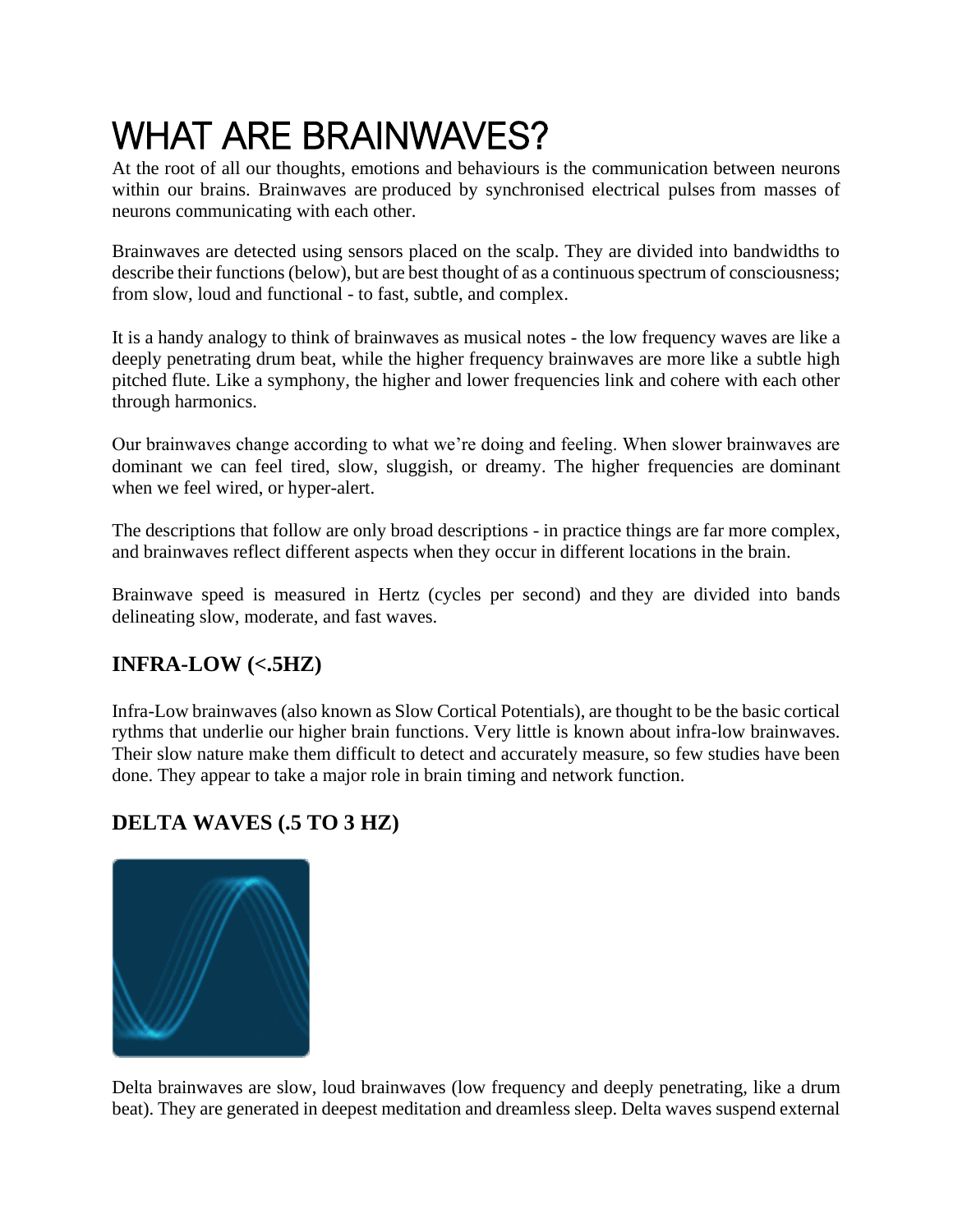# WHAT ARE BRAINWAVES?

At the root of all our thoughts, emotions and behaviours is the communication between neurons within our brains. Brainwaves are produced by synchronised electrical pulses from masses of neurons communicating with each other.

Brainwaves are detected using sensors placed on the scalp. They are divided into bandwidths to describe their functions (below), but are best thought of as a continuous spectrum of consciousness; from slow, loud and functional - to fast, subtle, and complex.

It is a handy analogy to think of brainwaves as musical notes - the low frequency waves are like a deeply penetrating drum beat, while the higher frequency brainwaves are more like a subtle high pitched flute. Like a symphony, the higher and lower frequencies link and cohere with each other through harmonics.

Our brainwaves change according to what we're doing and feeling. When slower brainwaves are dominant we can feel tired, slow, sluggish, or dreamy. The higher frequencies are dominant when we feel wired, or hyper-alert.

The descriptions that follow are only broad descriptions - in practice things are far more complex, and brainwaves reflect different aspects when they occur in different locations in the brain.

Brainwave speed is measured in Hertz (cycles per second) and they are divided into bands delineating slow, moderate, and fast waves.

## INFRA-LOW (<.5HZ)

Infra-Low brainwaves (also known as Slow Cortical Potentials), are thought to be the basic cortical rythms that underlie our higher brain functions. Very little is known about infra-low brainwaves. Their slow nature make them difficult to detect and accurately measure, so few studies have been done. They appear to take a major role in brain timing and network function.

## DELTA WAVES (.5 TO 3 HZ)

Delta brainwaves are slow, loud brainwaves (low frequency and deeply penetrating, like a drum beat). They are generated in deepest meditation and dreamless sleep. Delta waves suspend external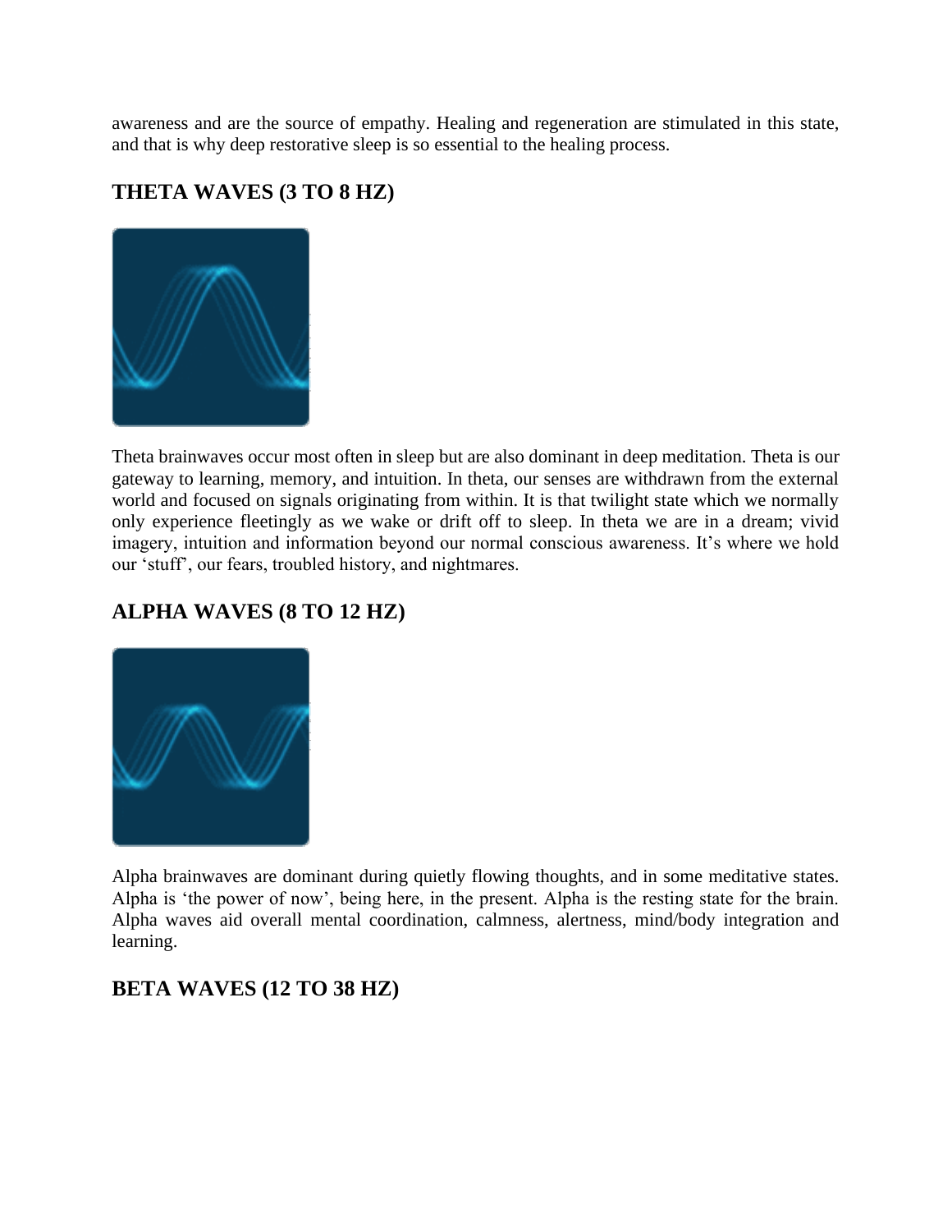awareness and are the source of empathy. Healing and regeneration are stimulated in this state, and that is why deep restorative sleep is so essential to the healing process.

## THETA WAVES (3 TO 8 HZ)

Theta brainwaves occur most often in sleep but are also dominant in deep meditation. Theta is our gateway to learning, memory, and intuition. In theta, our senses are withdrawn from the external world and focused on signals originating from within. It is that twilight state which we normally only experience fleetingly as we wake or drift off to sleep. In theta we are in a dream; vivid imagery, intuition and information beyond our normal conscious awareness. It's where we hold our 'stuff', our fears, troubled history, and nightmares.

## ALPHA WAVES (8 TO 12 HZ)

Alpha brainwaves are dominant during quietly flowing thoughts, and in some meditative states. Alpha is 'the power of now', being here, in the present. Alpha is the resting state for the brain. Alpha waves aid overall mental coordination, calmness, alertness, mind/body integration and learning.

## BETA WAVES (12 TO 38 HZ)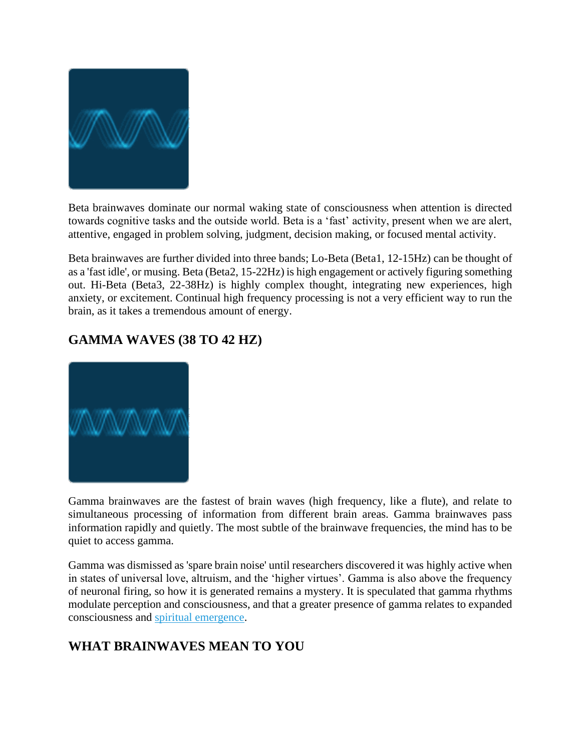Beta brainwaves dominate our normal waking state of consciousness when attention is directed towards cognitive tasks and the outside world. Beta is a 'fast' activity, present when we are alert, attentive, engaged in problem solving, judgment, decision making, or focused mental activity.

Beta brainwaves are further divided into three bands; Lo-Beta (Beta1, 12-15Hz) can be thought of as a 'fast idle', or musing. Beta (Beta2, 15-22Hz) is high engagement or actively figuring something out. Hi-Beta (Beta3, 22-38Hz) is highly complex thought, integrating new experiences, high anxiety, or excitement. Continual high frequency processing is not a very efficient way to run the brain, as it takes a tremendous amount of energy.

## GAMMA WAVES (38 TO 42 HZ)

Gamma brainwaves are the fastest of brain waves (high frequency, like a flute), and relate to simultaneous processing of information from different brain areas. Gamma brainwaves pass information rapidly and quietly. The most subtle of the brainwave frequencies, the mind has to be quiet to access gamma.

Gamma was dismissed as 'spare brain noise' until researchers discovered it was highly active when in states of universal love, altruism, and the 'higher virtues'. Gamma is also above the frequency of neuronal firing, so how it is generated remains a mystery. It is speculated that gamma rhythms modulate perception and consciousness, and that a greater presence of gamma relates to expanded consciousness and spiritual emergence.

## WHAT BRAINWAVES MEAN TO YOU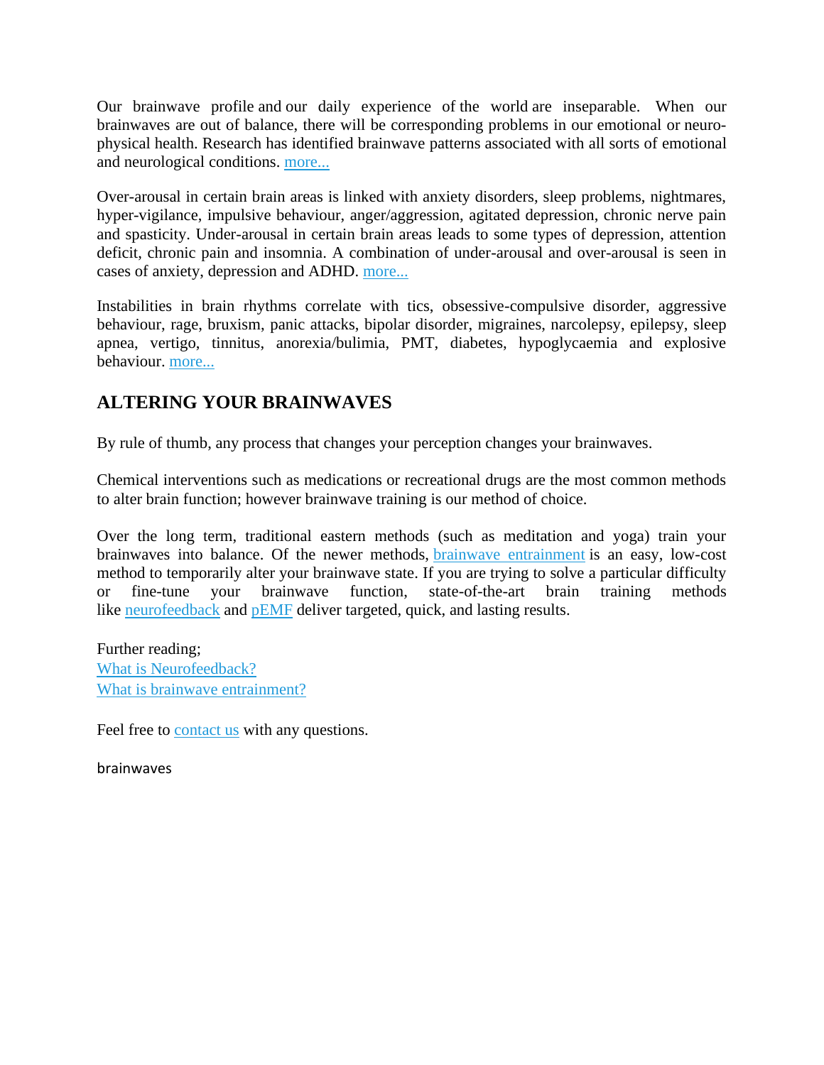Our brainwave profile and our daily experience of the world are inseparable. When our brainwaves are out of balance, there will be corresponding problems in our emotional or neuro-physical health. Research has identified brainwave patterns associated with all sorts of emotional and neurological conditions. [more...]

Over-arousal in certain brain areas is linked with anxiety disorders, sleep problems, nightmares, hyper-vigilance, impulsive behaviour, anger/aggression, agitated depression, chronic nerve pain and spasticity. Under-arousal in certain brain areas leads to some types of depression, attention deficit, chronic pain and insomnia. A combination of under-arousal and over-arousal is seen in cases of anxiety, depression and ADHD. [more...]

Instabilities in brain rhythms correlate with tics, obsessive-compulsive disorder, aggressive behaviour, rage, bruxism, panic attacks, bipolar disorder, migraines, narcolepsy, epilepsy, sleep apnea, vertigo, tinnitus, anorexia/bulimia, PMT, diabetes, hypoglycaemia and explosive behaviour. [more...]

## ALTERING YOUR BRAINWAVES

By rule of thumb, any process that changes your perception changes your brainwaves.

Chemical interventions such as medications or recreational drugs are the most common methods to alter brain function; however brainwave training is our method of choice.

Over the long term, traditional eastern methods (such as meditation and yoga) train your brainwaves into balance. Of the newer methods, [brainwave entrainment] is an easy, low-cost method to temporarily alter your brainwave state. If you are trying to solve a particular difficulty or fine-tune your brainwave function, state-of-the-art brain training methods like [neurofeedback] and [pEMF] deliver targeted, quick, and lasting results.

Further reading;
[What is Neurofeedback?]
[What is brainwave entrainment?]

Feel free to [contact us] with any questions.

brainwaves